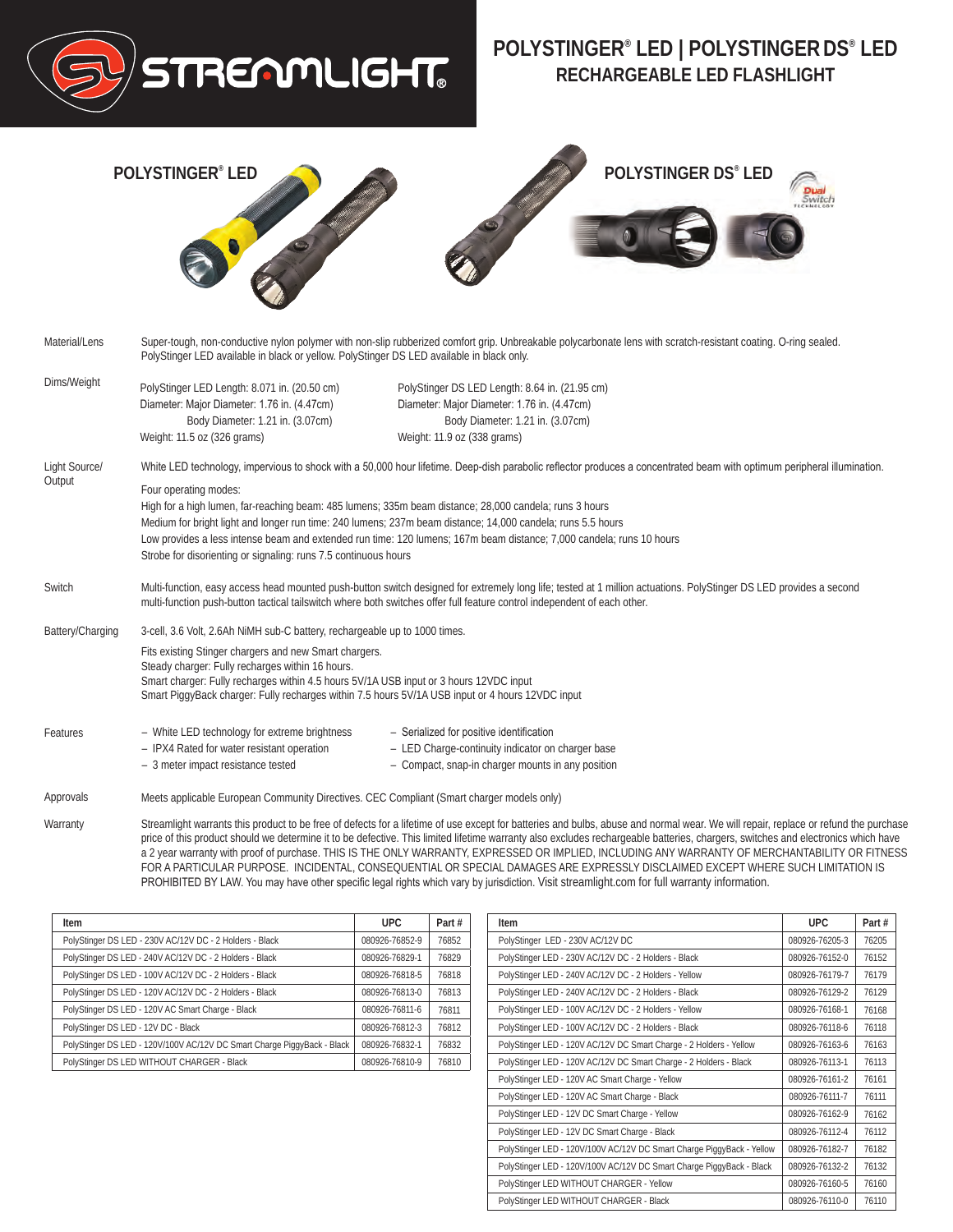# POLYSTINGER® LED | POLYSTINGER DS® LED

## RECHARGEABLE LED FLASHLIGHT

**POLYSTINGER® LED**

**POLYSTINGER DS® LED**

Dual Switch Technology

**Material/Lens**

Super-tough, non-conductive nylon polymer with non-slip rubberized comfort grip. Unbreakable polycarbonate lens with scratch-resistant coating. O-ring sealed. PolyStinger LED available in black or yellow. PolyStinger DS LED available in black only.

**Dims/Weight**

PolyStinger LED Length: 8.071 in. (20.50 cm)
Diameter: Major Diameter: 1.76 in. (4.47cm)
Body Diameter: 1.21 in. (3.07cm)
Weight: 11.5 oz (326 grams)

PolyStinger DS LED Length: 8.64 in. (21.95 cm)
Diameter: Major Diameter: 1.76 in. (4.47cm)
Body Diameter: 1.21 in. (3.07cm)
Weight: 11.9 oz (338 grams)

**Light Source/ Output**

White LED technology, impervious to shock with a 50,000 hour lifetime. Deep-dish parabolic reflector produces a concentrated beam with optimum peripheral illumination.

Four operating modes:
High for a high lumen, far-reaching beam: 485 lumens; 335m beam distance; 28,000 candela; runs 3 hours
Medium for bright light and longer run time: 240 lumens; 237m beam distance; 14,000 candela; runs 5.5 hours
Low provides a less intense beam and extended run time: 120 lumens; 167m beam distance; 7,000 candela; runs 10 hours
Strobe for disorienting or signaling: runs 7.5 continuous hours

**Switch**

Multi-function, easy access head mounted push-button switch designed for extremely long life; tested at 1 million actuations. PolyStinger DS LED provides a second multi-function push-button tactical tailswitch where both switches offer full feature control independent of each other.

**Battery/Charging**

3-cell, 3.6 Volt, 2.6Ah NiMH sub-C battery, rechargeable up to 1000 times.

Fits existing Stinger chargers and new Smart chargers.
Steady charger: Fully recharges within 16 hours.
Smart charger: Fully recharges within 4.5 hours 5V/1A USB input or 3 hours 12VDC input
Smart PiggyBack charger: Fully recharges within 7.5 hours 5V/1A USB input or 4 hours 12VDC input

**Features**

- White LED technology for extreme brightness
- IPX4 Rated for water resistant operation
- 3 meter impact resistance tested
- Serialized for positive identification
- LED Charge-continuity indicator on charger base
- Compact, snap-in charger mounts in any position

**Approvals**

Meets applicable European Community Directives. CEC Compliant (Smart charger models only)

**Warranty**

Streamlight warrants this product to be free of defects for a lifetime of use except for batteries and bulbs, abuse and normal wear. We will repair, replace or refund the purchase price of this product should we determine it to be defective. This limited lifetime warranty also excludes rechargeable batteries, chargers, switches and electronics which have a 2 year warranty with proof of purchase. THIS IS THE ONLY WARRANTY, EXPRESSED OR IMPLIED, INCLUDING ANY WARRANTY OF MERCHANTABILITY OR FITNESS FOR A PARTICULAR PURPOSE. INCIDENTAL, CONSEQUENTIAL OR SPECIAL DAMAGES ARE EXPRESSLY DISCLAIMED EXCEPT WHERE SUCH LIMITATION IS PROHIBITED BY LAW. You may have other specific legal rights which vary by jurisdiction. Visit streamlight.com for full warranty information.

| Item | UPC | Part # |
|---|---|---|
| PolyStinger DS LED - 230V AC/12V DC - 2 Holders - Black | 080926-76852-9 | 76852 |
| PolyStinger DS LED - 240V AC/12V DC - 2 Holders - Black | 080926-76829-1 | 76829 |
| PolyStinger DS LED - 100V AC/12V DC - 2 Holders - Black | 080926-76818-5 | 76818 |
| PolyStinger DS LED - 120V AC/12V DC - 2 Holders - Black | 080926-76813-0 | 76813 |
| PolyStinger DS LED - 120V AC Smart Charge - Black | 080926-76811-6 | 76811 |
| PolyStinger DS LED - 12V DC - Black | 080926-76812-3 | 76812 |
| PolyStinger DS LED - 120V/100V AC/12V DC Smart Charge PiggyBack - Black | 080926-76832-1 | 76832 |
| PolyStinger DS LED WITHOUT CHARGER - Black | 080926-76810-9 | 76810 |

| Item | UPC | Part # |
|---|---|---|
| PolyStinger LED - 230V AC/12V DC | 080926-76205-3 | 76205 |
| PolyStinger LED - 230V AC/12V DC - 2 Holders - Black | 080926-76152-0 | 76152 |
| PolyStinger LED - 240V AC/12V DC - 2 Holders - Yellow | 080926-76179-7 | 76179 |
| PolyStinger LED - 240V AC/12V DC - 2 Holders - Black | 080926-76129-2 | 76129 |
| PolyStinger LED - 100V AC/12V DC - 2 Holders - Yellow | 080926-76168-1 | 76168 |
| PolyStinger LED - 100V AC/12V DC - 2 Holders - Black | 080926-76118-6 | 76118 |
| PolyStinger LED - 120V AC/12V DC Smart Charge - 2 Holders - Yellow | 080926-76163-6 | 76163 |
| PolyStinger LED - 120V AC/12V DC Smart Charge - 2 Holders - Black | 080926-76113-1 | 76113 |
| PolyStinger LED - 120V AC Smart Charge - Yellow | 080926-76161-2 | 76161 |
| PolyStinger LED - 120V AC Smart Charge - Black | 080926-76111-7 | 76111 |
| PolyStinger LED - 12V DC Smart Charge - Yellow | 080926-76162-9 | 76162 |
| PolyStinger LED - 12V DC Smart Charge - Black | 080926-76112-4 | 76112 |
| PolyStinger LED - 120V/100V AC/12V DC Smart Charge PiggyBack - Yellow | 080926-76182-7 | 76182 |
| PolyStinger LED - 120V/100V AC/12V DC Smart Charge PiggyBack - Black | 080926-76132-2 | 76132 |
| PolyStinger LED WITHOUT CHARGER - Yellow | 080926-76160-5 | 76160 |
| PolyStinger LED WITHOUT CHARGER - Black | 080926-76110-0 | 76110 |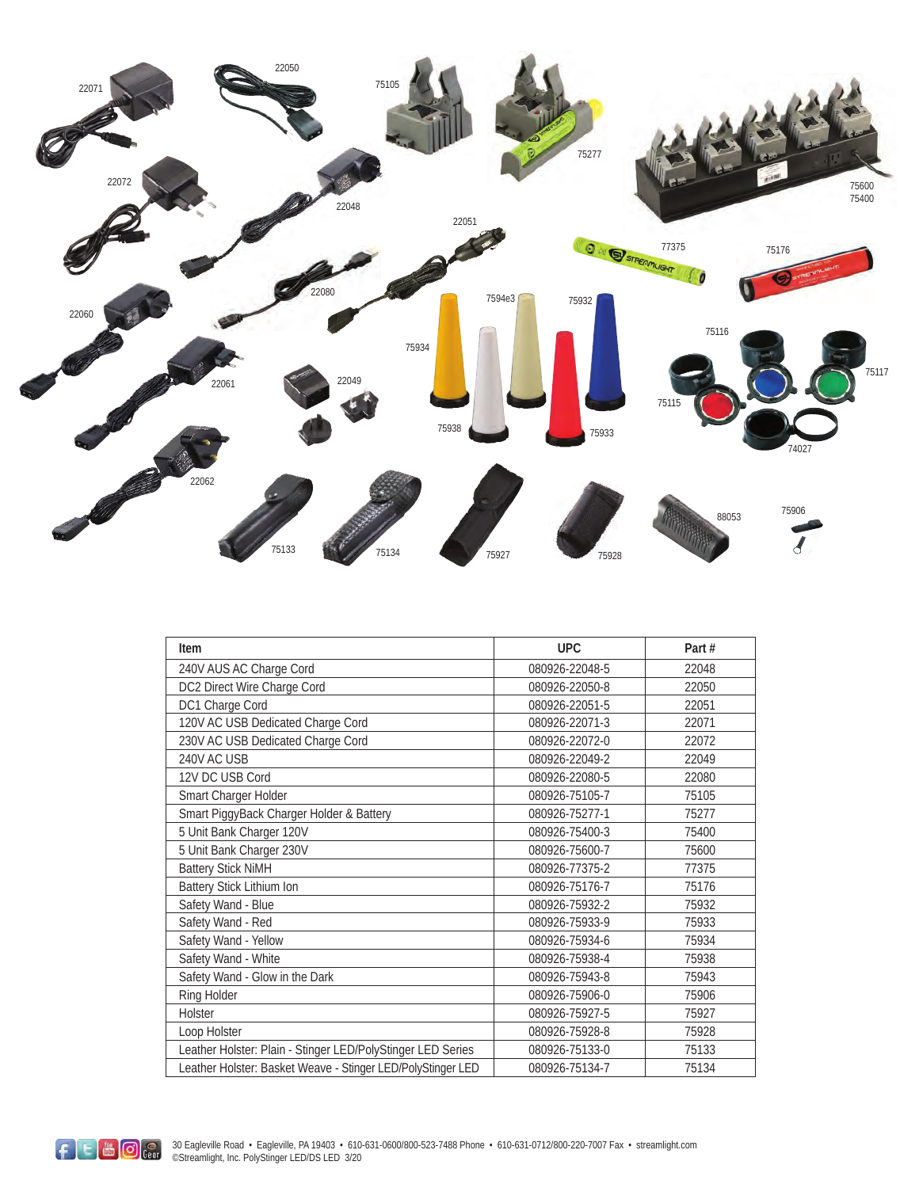| Item | UPC | Part # |
|---|---|---|
| 240V AUS AC Charge Cord | 080926-22048-5 | 22048 |
| DC2 Direct Wire Charge Cord | 080926-22050-8 | 22050 |
| DC1 Charge Cord | 080926-22051-5 | 22051 |
| 120V AC USB Dedicated Charge Cord | 080926-22071-3 | 22071 |
| 230V AC USB Dedicated Charge Cord | 080926-22072-0 | 22072 |
| 240V AC USB | 080926-22049-2 | 22049 |
| 12V DC USB Cord | 080926-22080-5 | 22080 |
| Smart Charger Holder | 080926-75105-7 | 75105 |
| Smart PiggyBack Charger Holder & Battery | 080926-75277-1 | 75277 |
| 5 Unit Bank Charger 120V | 080926-75400-3 | 75400 |
| 5 Unit Bank Charger 230V | 080926-75600-7 | 75600 |
| Battery Stick NiMH | 080926-77375-2 | 77375 |
| Battery Stick Lithium Ion | 080926-75176-7 | 75176 |
| Safety Wand - Blue | 080926-75932-2 | 75932 |
| Safety Wand - Red | 080926-75933-9 | 75933 |
| Safety Wand - Yellow | 080926-75934-6 | 75934 |
| Safety Wand - White | 080926-75938-4 | 75938 |
| Safety Wand - Glow in the Dark | 080926-75943-8 | 75943 |
| Ring Holder | 080926-75906-0 | 75906 |
| Holster | 080926-75927-5 | 75927 |
| Loop Holster | 080926-75928-8 | 75928 |
| Leather Holster: Plain - Stinger LED/PolyStinger LED Series | 080926-75133-0 | 75133 |
| Leather Holster: Basket Weave - Stinger LED/PolyStinger LED | 080926-75134-7 | 75134 |

30 Eagleville Road • Eagleville, PA 19403 • 610-631-0600/800-523-7488 Phone • 610-631-0712/800-220-7007 Fax • streamlight.com
©Streamlight, Inc. PolyStinger LED/DS LED 3/20